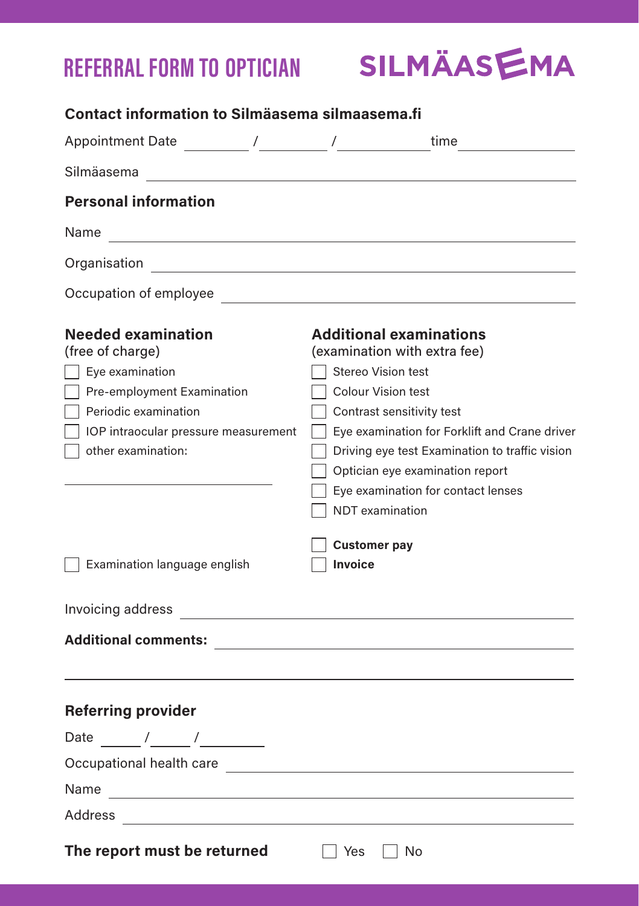# REFERRAL FORM TO OPTICIAN

SILMÄASEMA

**Contact information to Silmäasema silmaasema.fi**

Appointment Date ______ / ______ / ________ time __________

Silmäasema ______________________________

**Personal information**

Name ______________________________

Organisation ______________________________

Occupation of employee ______________________________

**Needed examination**
(free of charge)

- [ ] Eye examination
- [ ] Pre-employment Examination
- [ ] Periodic examination
- [ ] IOP intraocular pressure measurement
- [ ] other examination:

______________________________

- [ ] Examination language english

**Additional examinations**
(examination with extra fee)

- [ ] Stereo Vision test
- [ ] Colour Vision test
- [ ] Contrast sensitivity test
- [ ] Eye examination for Forklift and Crane driver
- [ ] Driving eye test Examination to traffic vision
- [ ] Optician eye examination report
- [ ] Eye examination for contact lenses
- [ ] NDT examination

- [ ] **Customer pay**
- [ ] **Invoice**

Invoicing address ______________________________

**Additional comments:** ______________________________

______________________________

**Referring provider**

Date ____ / ____ / ______

Occupational health care ______________________________

Name ______________________________

Address ______________________________

**The report must be returned** [ ] Yes [ ] No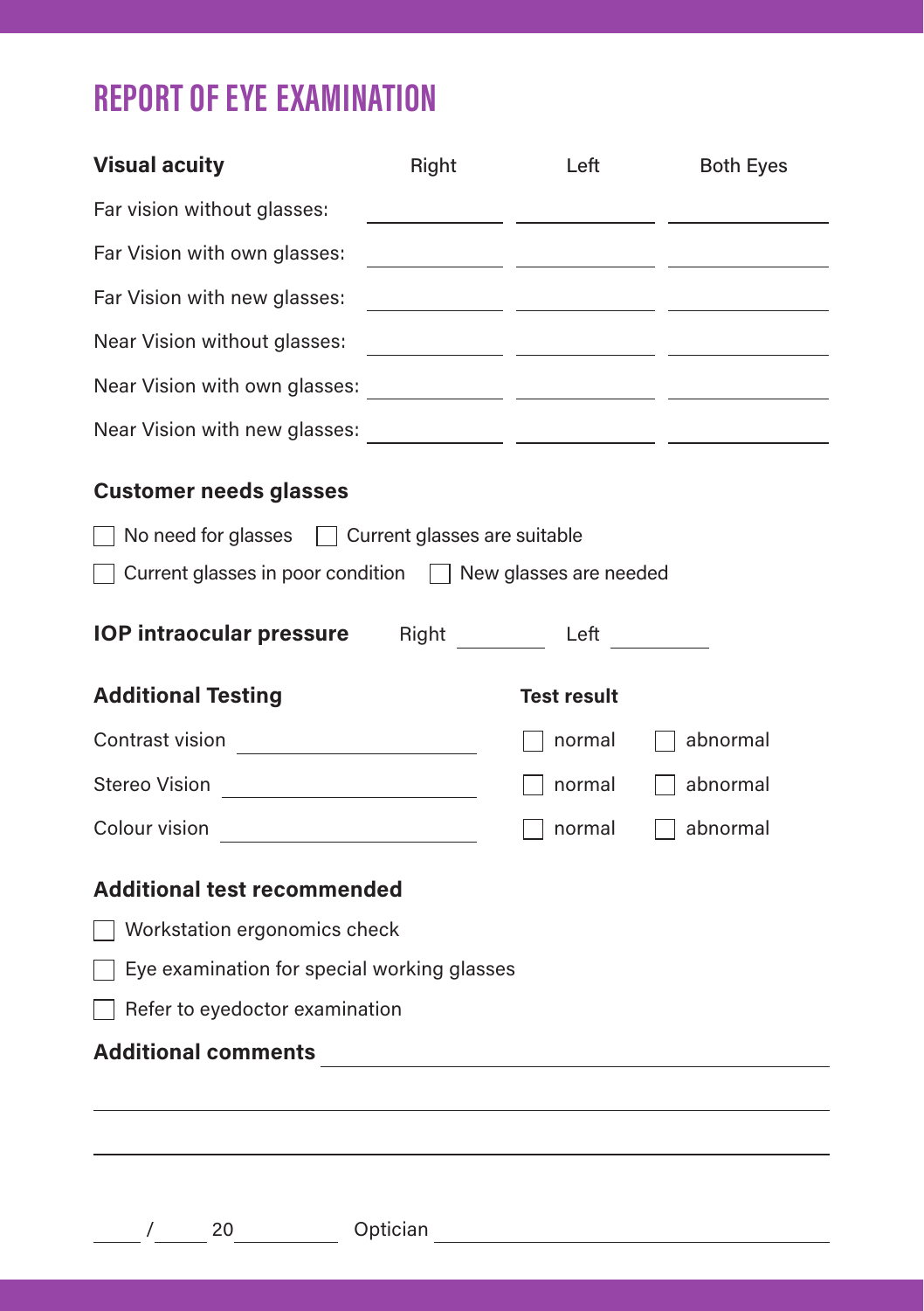# REPORT OF EYE EXAMINATION

| Visual acuity | Right | Left | Both Eyes |
|---|---|---|---|
| Far vision without glasses: | | | |
| Far Vision with own glasses: | | | |
| Far Vision with new glasses: | | | |
| Near Vision without glasses: | | | |
| Near Vision with own glasses: | | | |
| Near Vision with new glasses: | | | |

**Customer needs glasses**

☐ No need for glasses ☐ Current glasses are suitable

☐ Current glasses in poor condition ☐ New glasses are needed

**IOP intraocular pressure** Right \_\_\_\_\_\_\_\_ Left \_\_\_\_\_\_\_\_

| Additional Testing | | Test result | |
|---|---|---|---|
| Contrast vision | | ☐ normal | ☐ abnormal |
| Stereo Vision | | ☐ normal | ☐ abnormal |
| Colour vision | | ☐ normal | ☐ abnormal |

**Additional test recommended**

☐ Workstation ergonomics check

☐ Eye examination for special working glasses

☐ Refer to eyedoctor examination

**Additional comments** \_\_\_\_\_\_\_\_\_\_\_\_\_\_\_\_\_\_\_\_\_\_\_\_\_\_\_\_\_\_\_\_\_\_\_\_\_\_\_\_

\_\_\_\_\_\_\_\_\_\_\_\_\_\_\_\_\_\_\_\_\_\_\_\_\_\_\_\_\_\_\_\_\_\_\_\_\_\_\_\_\_\_\_\_\_\_\_\_\_\_\_\_\_\_\_\_\_\_\_\_

\_\_\_\_\_\_\_\_\_\_\_\_\_\_\_\_\_\_\_\_\_\_\_\_\_\_\_\_\_\_\_\_\_\_\_\_\_\_\_\_\_\_\_\_\_\_\_\_\_\_\_\_\_\_\_\_\_\_\_\_

\_\_\_\_ / \_\_\_\_ 20\_\_\_\_\_\_\_\_ Optician \_\_\_\_\_\_\_\_\_\_\_\_\_\_\_\_\_\_\_\_\_\_\_\_\_\_\_\_\_\_